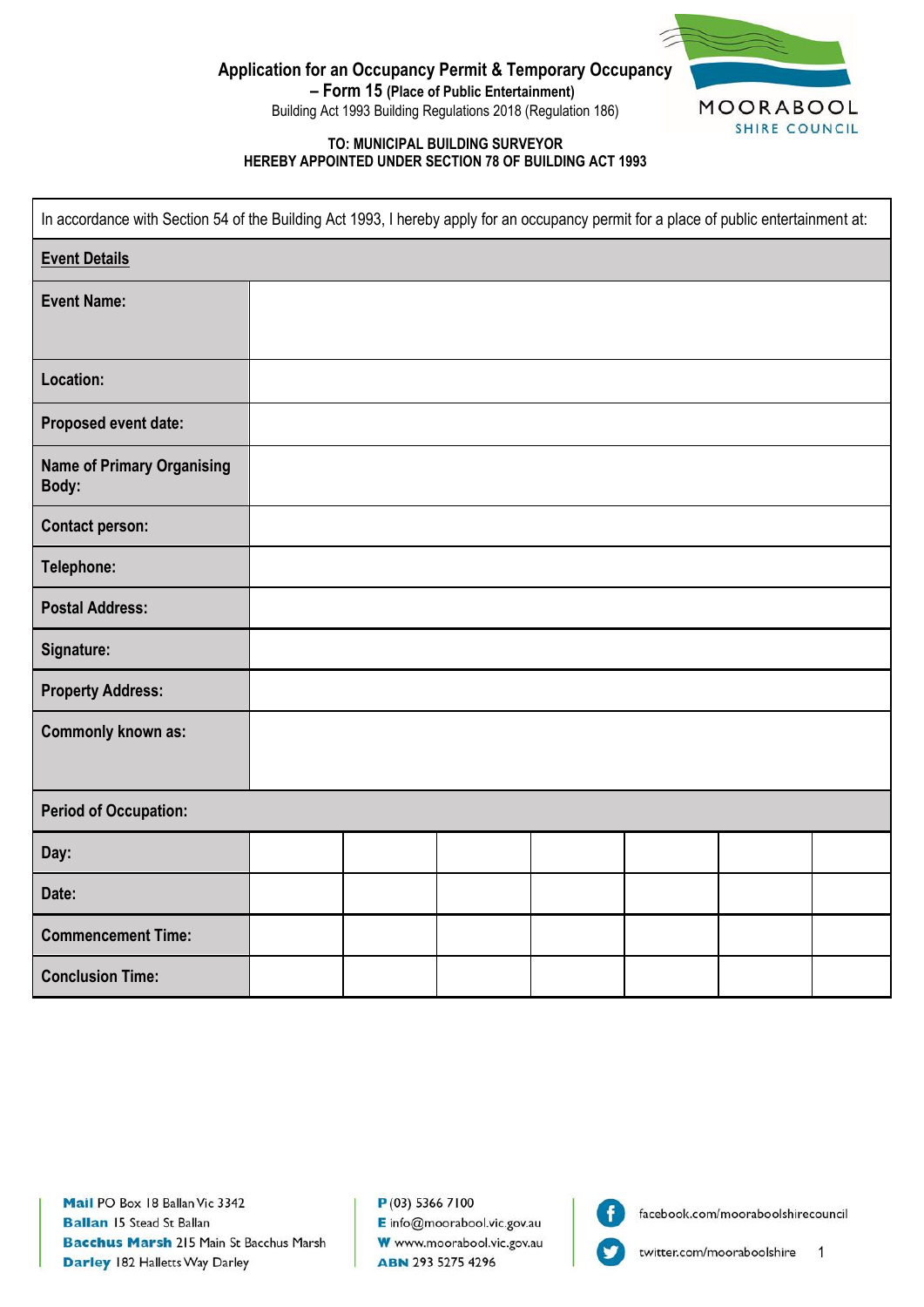# Application for an Occupancy Permit & Temporary Occupancy – Form 15 (Place of Public Entertainment)

Building Act 1993 Building Regulations 2018 (Regulation 186)

MOORABOOL SHIRE COUNCIL

**TO: MUNICIPAL BUILDING SURVEYOR**
**HEREBY APPOINTED UNDER SECTION 78 OF BUILDING ACT 1993**

In accordance with Section 54 of the Building Act 1993, I hereby apply for an occupancy permit for a place of public entertainment at:

| **Event Details** | |
|---|---|
| **Event Name:** | |
| **Location:** | |
| **Proposed event date:** | |
| **Name of Primary Organising Body:** | |
| **Contact person:** | |
| **Telephone:** | |
| **Postal Address:** | |
| **Signature:** | |
| **Property Address:** | |
| **Commonly known as:** | |

| **Period of Occupation:** | | | | | | | |
|---|---|---|---|---|---|---|---|
| **Day:** | | | | | | | |
| **Date:** | | | | | | | |
| **Commencement Time:** | | | | | | | |
| **Conclusion Time:** | | | | | | | |

**Mail** PO Box 18 Ballan Vic 3342
**Ballan** 15 Stead St Ballan
**Bacchus Marsh** 215 Main St Bacchus Marsh
**Darley** 182 Halletts Way Darley

**P** (03) 5366 7100
**E** info@moorabool.vic.gov.au
**W** www.moorabool.vic.gov.au
**ABN** 293 5275 4296

facebook.com/mooraboolshirecouncil
twitter.com/mooraboolshire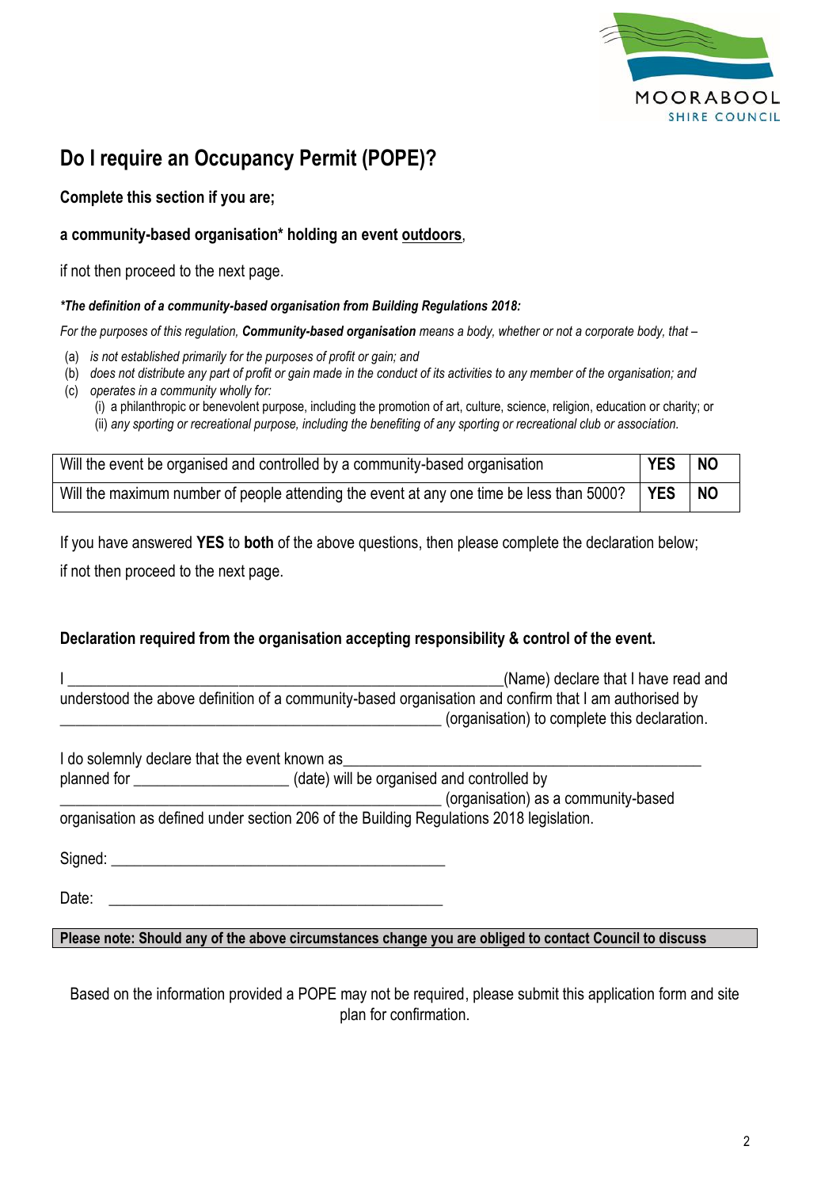# Do I require an Occupancy Permit (POPE)?

**Complete this section if you are;**

**a community-based organisation* holding an event <u>outdoors</u>**,

if not then proceed to the next page.

***The definition of a community-based organisation from Building Regulations 2018:***

*For the purposes of this regulation, **Community-based organisation** means a body, whether or not a corporate body, that –*

(a) *is not established primarily for the purposes of profit or gain; and*
(b) *does not distribute any part of profit or gain made in the conduct of its activities to any member of the organisation; and*
(c) *operates in a community wholly for:*
  (i) a philanthropic or benevolent purpose, including the promotion of art, culture, science, religion, education or charity; or
  (ii) *any sporting or recreational purpose, including the benefiting of any sporting or recreational club or association.*

| | | |
|---|---|---|
| Will the event be organised and controlled by a community-based organisation | **YES** | **NO** |
| Will the maximum number of people attending the event at any one time be less than 5000? | **YES** | **NO** |

If you have answered **YES** to **both** of the above questions, then please complete the declaration below; if not then proceed to the next page.

**Declaration required from the organisation accepting responsibility & control of the event.**

I ______________________________________________________(Name) declare that I have read and understood the above definition of a community-based organisation and confirm that I am authorised by _______________________________________________ (organisation) to complete this declaration.

I do solemnly declare that the event known as____________________________________________
planned for ___________________ (date) will be organised and controlled by
_______________________________________________ (organisation) as a community-based organisation as defined under section 206 of the Building Regulations 2018 legislation.

Signed: __________________________________________

Date: __________________________________________

**Please note: Should any of the above circumstances change you are obliged to contact Council to discuss**

Based on the information provided a POPE may not be required, please submit this application form and site plan for confirmation.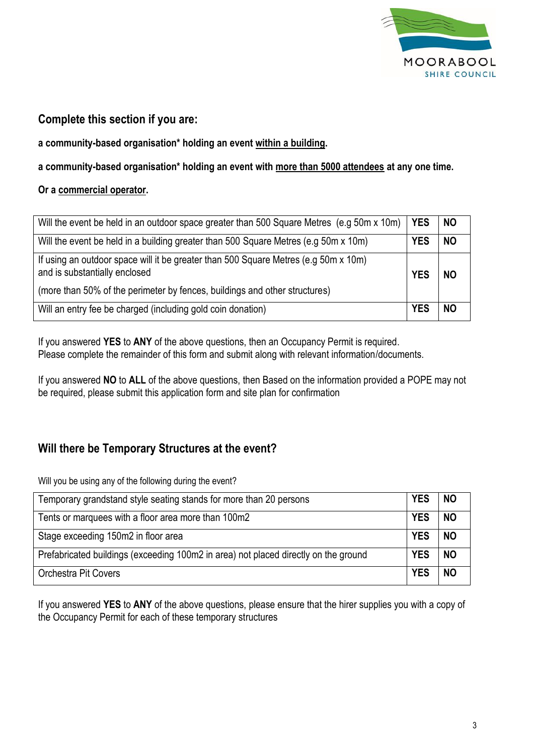## Complete this section if you are:

**a community-based organisation* holding an event within a building.**

**a community-based organisation* holding an event with more than 5000 attendees at any one time.**

**Or a commercial operator.**

| Question | | |
|---|---|---|
| Will the event be held in an outdoor space greater than 500 Square Metres (e.g 50m x 10m) | **YES** | **NO** |
| Will the event be held in a building greater than 500 Square Metres (e.g 50m x 10m) | **YES** | **NO** |
| If using an outdoor space will it be greater than 500 Square Metres (e.g 50m x 10m) and is substantially enclosed<br>(more than 50% of the perimeter by fences, buildings and other structures) | **YES** | **NO** |
| Will an entry fee be charged (including gold coin donation) | **YES** | **NO** |

If you answered **YES** to **ANY** of the above questions, then an Occupancy Permit is required. Please complete the remainder of this form and submit along with relevant information/documents.

If you answered **NO** to **ALL** of the above questions, then Based on the information provided a POPE may not be required, please submit this application form and site plan for confirmation

## Will there be Temporary Structures at the event?

Will you be using any of the following during the event?

| Structure | | |
|---|---|---|
| Temporary grandstand style seating stands for more than 20 persons | **YES** | **NO** |
| Tents or marquees with a floor area more than 100m2 | **YES** | **NO** |
| Stage exceeding 150m2 in floor area | **YES** | **NO** |
| Prefabricated buildings (exceeding 100m2 in area) not placed directly on the ground | **YES** | **NO** |
| Orchestra Pit Covers | **YES** | **NO** |

If you answered **YES** to **ANY** of the above questions, please ensure that the hirer supplies you with a copy of the Occupancy Permit for each of these temporary structures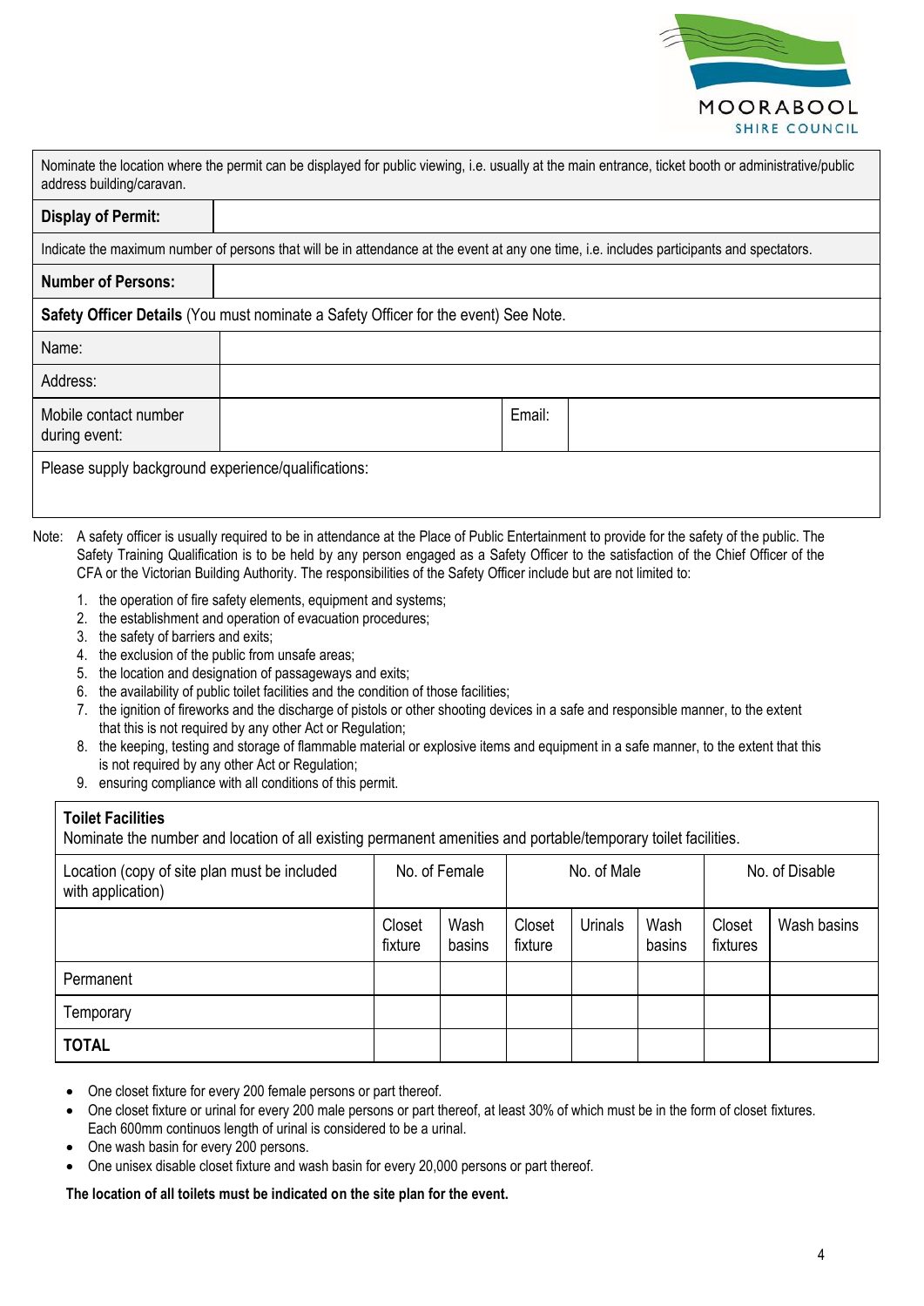| Nominate the location where the permit can be displayed for public viewing, i.e. usually at the main entrance, ticket booth or administrative/public address building/caravan. | |
|---|---|
| **Display of Permit:** | |
| Indicate the maximum number of persons that will be in attendance at the event at any one time, i.e. includes participants and spectators. | |
| **Number of Persons:** | |

| **Safety Officer Details** (You must nominate a Safety Officer for the event) See Note. | | | |
|---|---|---|---|
| Name: | | | |
| Address: | | | |
| Mobile contact number during event: | | Email: | |
| Please supply background experience/qualifications: | | | |

Note: A safety officer is usually required to be in attendance at the Place of Public Entertainment to provide for the safety of the public. The Safety Training Qualification is to be held by any person engaged as a Safety Officer to the satisfaction of the Chief Officer of the CFA or the Victorian Building Authority. The responsibilities of the Safety Officer include but are not limited to:

1. the operation of fire safety elements, equipment and systems;
2. the establishment and operation of evacuation procedures;
3. the safety of barriers and exits;
4. the exclusion of the public from unsafe areas;
5. the location and designation of passageways and exits;
6. the availability of public toilet facilities and the condition of those facilities;
7. the ignition of fireworks and the discharge of pistols or other shooting devices in a safe and responsible manner, to the extent that this is not required by any other Act or Regulation;
8. the keeping, testing and storage of flammable material or explosive items and equipment in a safe manner, to the extent that this is not required by any other Act or Regulation;
9. ensuring compliance with all conditions of this permit.

**Toilet Facilities**

Nominate the number and location of all existing permanent amenities and portable/temporary toilet facilities.

| Location (copy of site plan must be included with application) | No. of Female | | No. of Male | | | No. of Disable | |
|---|---|---|---|---|---|---|---|
| | Closet fixture | Wash basins | Closet fixture | Urinals | Wash basins | Closet fixtures | Wash basins |
| Permanent | | | | | | | |
| Temporary | | | | | | | |
| **TOTAL** | | | | | | | |

- One closet fixture for every 200 female persons or part thereof.
- One closet fixture or urinal for every 200 male persons or part thereof, at least 30% of which must be in the form of closet fixtures. Each 600mm continuos length of urinal is considered to be a urinal.
- One wash basin for every 200 persons.
- One unisex disable closet fixture and wash basin for every 20,000 persons or part thereof.

**The location of all toilets must be indicated on the site plan for the event.**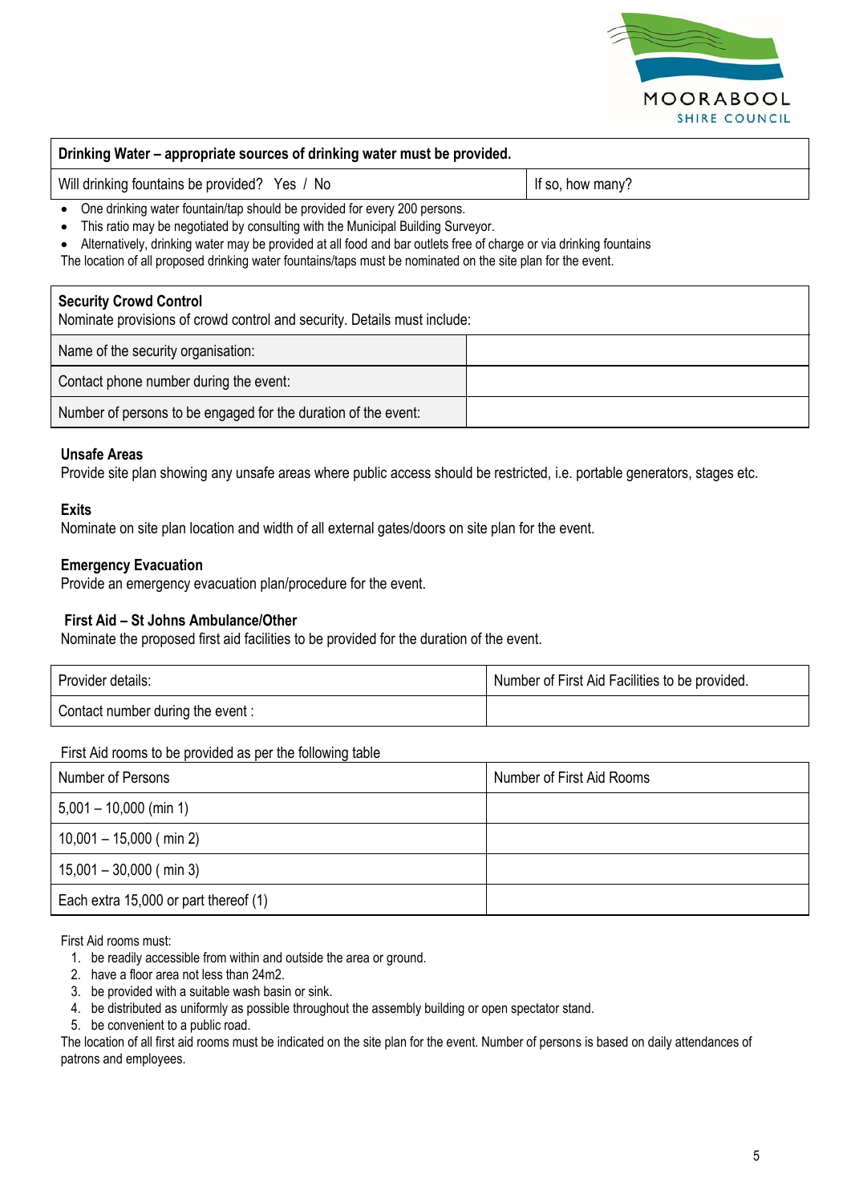| Drinking Water – appropriate sources of drinking water must be provided. | |
|---|---|
| Will drinking fountains be provided? Yes / No | If so, how many? |

- One drinking water fountain/tap should be provided for every 200 persons.
- This ratio may be negotiated by consulting with the Municipal Building Surveyor.
- Alternatively, drinking water may be provided at all food and bar outlets free of charge or via drinking fountains

The location of all proposed drinking water fountains/taps must be nominated on the site plan for the event.

| **Security Crowd Control**<br>Nominate provisions of crowd control and security. Details must include: | |
|---|---|
| Name of the security organisation: | |
| Contact phone number during the event: | |
| Number of persons to be engaged for the duration of the event: | |

**Unsafe Areas**
Provide site plan showing any unsafe areas where public access should be restricted, i.e. portable generators, stages etc.

**Exits**
Nominate on site plan location and width of all external gates/doors on site plan for the event.

**Emergency Evacuation**
Provide an emergency evacuation plan/procedure for the event.

**First Aid – St Johns Ambulance/Other**
Nominate the proposed first aid facilities to be provided for the duration of the event.

| Provider details: | Number of First Aid Facilities to be provided. |
|---|---|
| Contact number during the event : | |

First Aid rooms to be provided as per the following table

| Number of Persons | Number of First Aid Rooms |
|---|---|
| 5,001 – 10,000 (min 1) | |
| 10,001 – 15,000 ( min 2) | |
| 15,001 – 30,000 ( min 3) | |
| Each extra 15,000 or part thereof (1) | |

First Aid rooms must:

1. be readily accessible from within and outside the area or ground.
2. have a floor area not less than 24m2.
3. be provided with a suitable wash basin or sink.
4. be distributed as uniformly as possible throughout the assembly building or open spectator stand.
5. be convenient to a public road.

The location of all first aid rooms must be indicated on the site plan for the event. Number of persons is based on daily attendances of patrons and employees.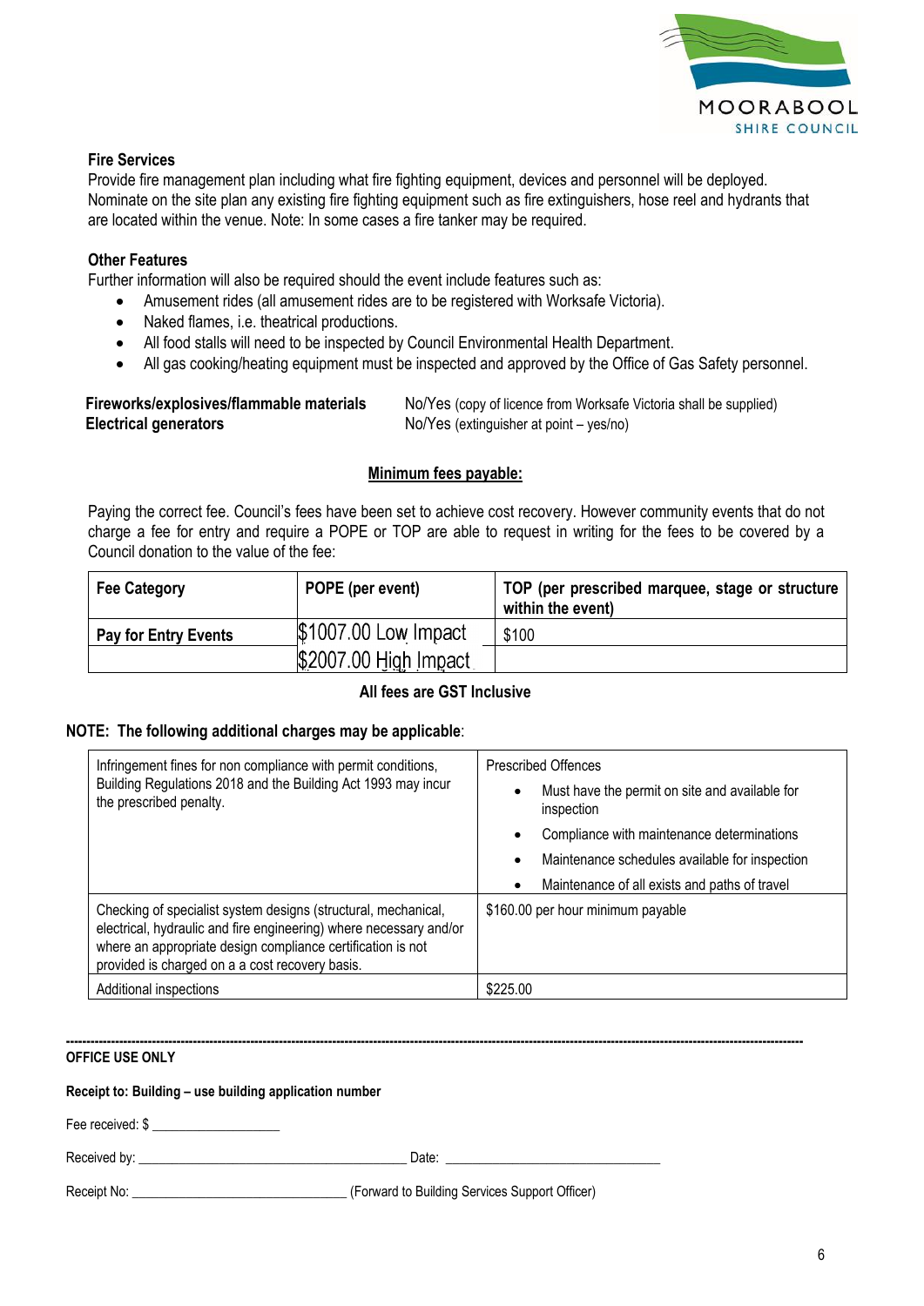**Fire Services**

Provide fire management plan including what fire fighting equipment, devices and personnel will be deployed. Nominate on the site plan any existing fire fighting equipment such as fire extinguishers, hose reel and hydrants that are located within the venue. Note: In some cases a fire tanker may be required.

**Other Features**

Further information will also be required should the event include features such as:

- Amusement rides (all amusement rides are to be registered with Worksafe Victoria).
- Naked flames, i.e. theatrical productions.
- All food stalls will need to be inspected by Council Environmental Health Department.
- All gas cooking/heating equipment must be inspected and approved by the Office of Gas Safety personnel.

**Fireworks/explosives/flammable materials** No/Yes (copy of licence from Worksafe Victoria shall be supplied)

**Electrical generators** No/Yes (extinguisher at point – yes/no)

**Minimum fees payable:**

Paying the correct fee. Council's fees have been set to achieve cost recovery. However community events that do not charge a fee for entry and require a POPE or TOP are able to request in writing for the fees to be covered by a Council donation to the value of the fee:

| Fee Category | POPE (per event) | TOP (per prescribed marquee, stage or structure within the event) |
|---|---|---|
| Pay for Entry Events | $1007.00 Low Impact | $100 |
| | $2007.00 High Impact | |

**All fees are GST Inclusive**

**NOTE: The following additional charges may be applicable**:

| | |
|---|---|
| Infringement fines for non compliance with permit conditions, Building Regulations 2018 and the Building Act 1993 may incur the prescribed penalty. | Prescribed Offences<br>• Must have the permit on site and available for inspection<br>• Compliance with maintenance determinations<br>• Maintenance schedules available for inspection<br>• Maintenance of all exists and paths of travel |
| Checking of specialist system designs (structural, mechanical, electrical, hydraulic and fire engineering) where necessary and/or where an appropriate design compliance certification is not provided is charged on a a cost recovery basis. | $160.00 per hour minimum payable |
| Additional inspections | $225.00 |

---

**OFFICE USE ONLY**

**Receipt to: Building – use building application number**

Fee received: $ ___________________

Received by: ________________________________________ Date: _______________________________

Receipt No: _______________________________ (Forward to Building Services Support Officer)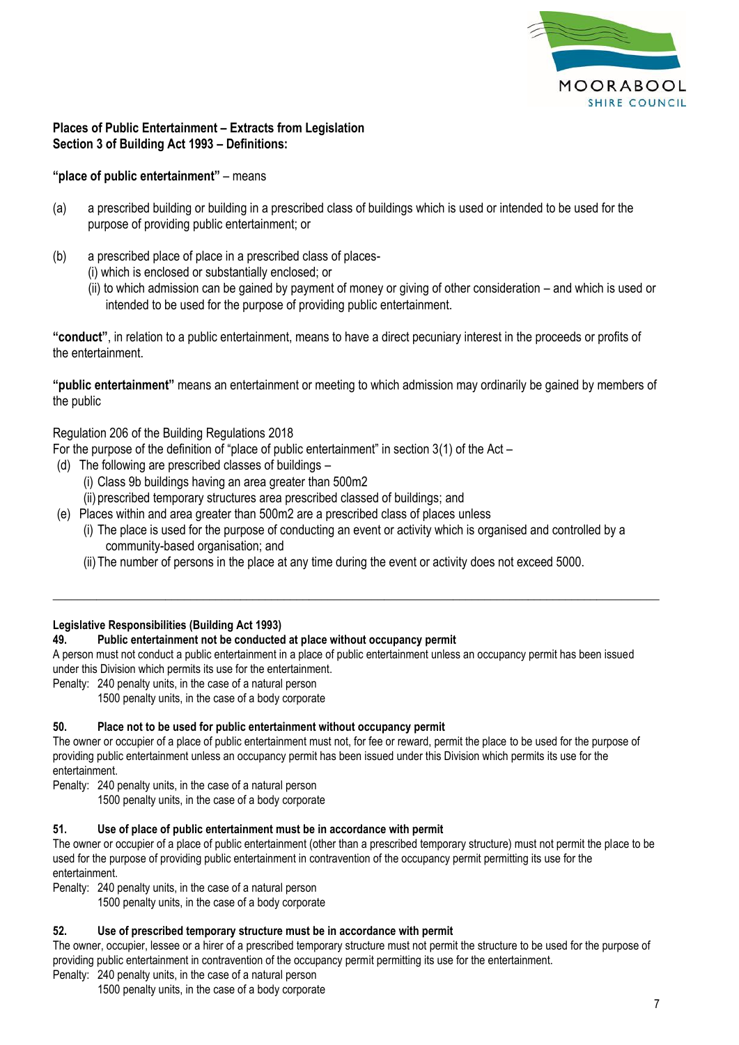**Places of Public Entertainment – Extracts from Legislation**
**Section 3 of Building Act 1993 – Definitions:**

**"place of public entertainment"** – means

(a) a prescribed building or building in a prescribed class of buildings which is used or intended to be used for the purpose of providing public entertainment; or

(b) a prescribed place of place in a prescribed class of places-
   (i) which is enclosed or substantially enclosed; or
   (ii) to which admission can be gained by payment of money or giving of other consideration – and which is used or intended to be used for the purpose of providing public entertainment.

**"conduct"**, in relation to a public entertainment, means to have a direct pecuniary interest in the proceeds or profits of the entertainment.

**"public entertainment"** means an entertainment or meeting to which admission may ordinarily be gained by members of the public

Regulation 206 of the Building Regulations 2018
For the purpose of the definition of "place of public entertainment" in section 3(1) of the Act –
(d) The following are prescribed classes of buildings –
   (i) Class 9b buildings having an area greater than 500m2
   (ii) prescribed temporary structures area prescribed classed of buildings; and
(e) Places within and area greater than 500m2 are a prescribed class of places unless
   (i) The place is used for the purpose of conducting an event or activity which is organised and controlled by a community-based organisation; and
   (ii) The number of persons in the place at any time during the event or activity does not exceed 5000.

---

**Legislative Responsibilities (Building Act 1993)**

**49. Public entertainment not be conducted at place without occupancy permit**

A person must not conduct a public entertainment in a place of public entertainment unless an occupancy permit has been issued under this Division which permits its use for the entertainment.

Penalty: 240 penalty units, in the case of a natural person
1500 penalty units, in the case of a body corporate

**50. Place not to be used for public entertainment without occupancy permit**

The owner or occupier of a place of public entertainment must not, for fee or reward, permit the place to be used for the purpose of providing public entertainment unless an occupancy permit has been issued under this Division which permits its use for the entertainment.

Penalty: 240 penalty units, in the case of a natural person
1500 penalty units, in the case of a body corporate

**51. Use of place of public entertainment must be in accordance with permit**

The owner or occupier of a place of public entertainment (other than a prescribed temporary structure) must not permit the place to be used for the purpose of providing public entertainment in contravention of the occupancy permit permitting its use for the entertainment.

Penalty: 240 penalty units, in the case of a natural person
1500 penalty units, in the case of a body corporate

**52. Use of prescribed temporary structure must be in accordance with permit**

The owner, occupier, lessee or a hirer of a prescribed temporary structure must not permit the structure to be used for the purpose of providing public entertainment in contravention of the occupancy permit permitting its use for the entertainment.

Penalty: 240 penalty units, in the case of a natural person
1500 penalty units, in the case of a body corporate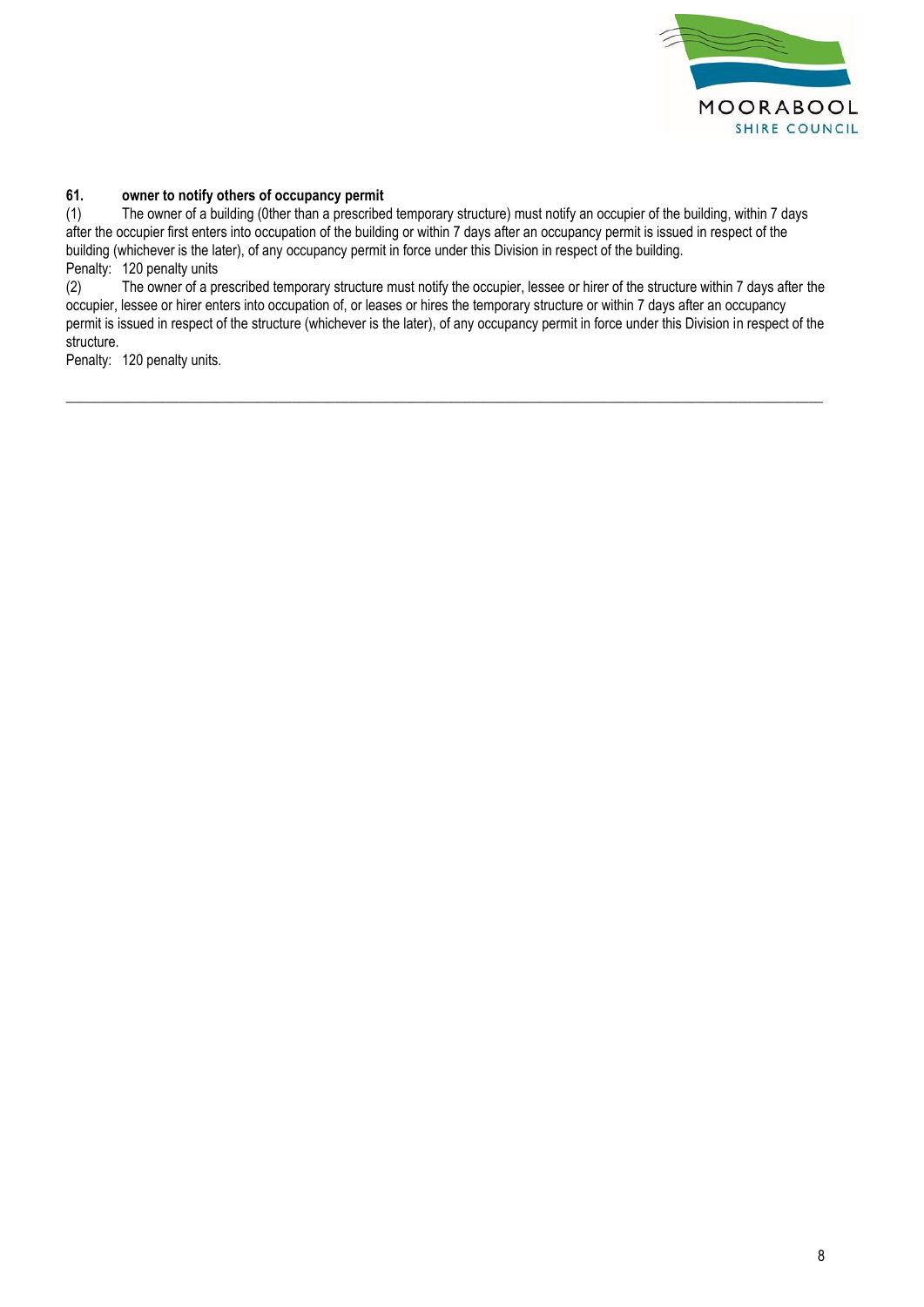**61. owner to notify others of occupancy permit**

(1) The owner of a building (0ther than a prescribed temporary structure) must notify an occupier of the building, within 7 days after the occupier first enters into occupation of the building or within 7 days after an occupancy permit is issued in respect of the building (whichever is the later), of any occupancy permit in force under this Division in respect of the building.

Penalty: 120 penalty units

(2) The owner of a prescribed temporary structure must notify the occupier, lessee or hirer of the structure within 7 days after the occupier, lessee or hirer enters into occupation of, or leases or hires the temporary structure or within 7 days after an occupancy permit is issued in respect of the structure (whichever is the later), of any occupancy permit in force under this Division in respect of the structure.

Penalty: 120 penalty units.

---